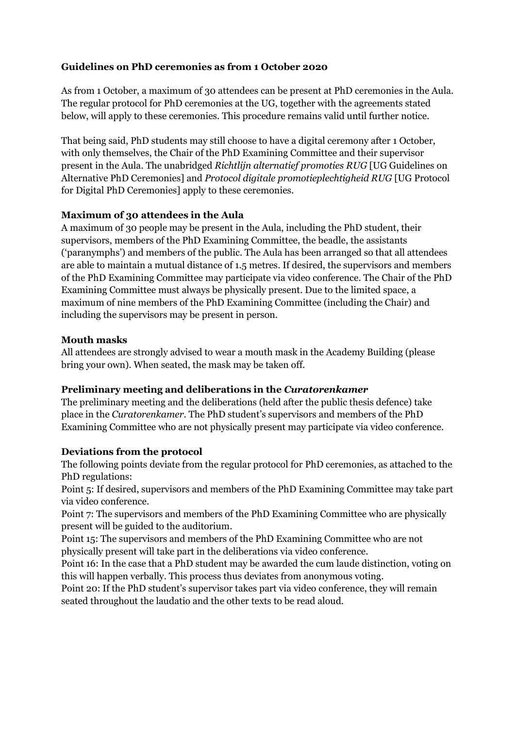**Guidelines on PhD ceremonies as from 1 October 2020**

As from 1 October, a maximum of 30 attendees can be present at PhD ceremonies in the Aula. The regular protocol for PhD ceremonies at the UG, together with the agreements stated below, will apply to these ceremonies. This procedure remains valid until further notice.

That being said, PhD students may still choose to have a digital ceremony after 1 October, with only themselves, the Chair of the PhD Examining Committee and their supervisor present in the Aula. The unabridged *Richtlijn alternatief promoties RUG* [UG Guidelines on Alternative PhD Ceremonies] and *Protocol digitale promotieplechtigheid RUG* [UG Protocol for Digital PhD Ceremonies] apply to these ceremonies.

**Maximum of 30 attendees in the Aula**

A maximum of 30 people may be present in the Aula, including the PhD student, their supervisors, members of the PhD Examining Committee, the beadle, the assistants ('paranymphs') and members of the public. The Aula has been arranged so that all attendees are able to maintain a mutual distance of 1.5 metres. If desired, the supervisors and members of the PhD Examining Committee may participate via video conference. The Chair of the PhD Examining Committee must always be physically present. Due to the limited space, a maximum of nine members of the PhD Examining Committee (including the Chair) and including the supervisors may be present in person.

**Mouth masks**

All attendees are strongly advised to wear a mouth mask in the Academy Building (please bring your own). When seated, the mask may be taken off.

**Preliminary meeting and deliberations in the *Curatorenkamer***

The preliminary meeting and the deliberations (held after the public thesis defence) take place in the *Curatorenkamer*. The PhD student's supervisors and members of the PhD Examining Committee who are not physically present may participate via video conference.

**Deviations from the protocol**

The following points deviate from the regular protocol for PhD ceremonies, as attached to the PhD regulations:

Point 5: If desired, supervisors and members of the PhD Examining Committee may take part via video conference.

Point 7: The supervisors and members of the PhD Examining Committee who are physically present will be guided to the auditorium.

Point 15: The supervisors and members of the PhD Examining Committee who are not physically present will take part in the deliberations via video conference.

Point 16: In the case that a PhD student may be awarded the cum laude distinction, voting on this will happen verbally. This process thus deviates from anonymous voting.

Point 20: If the PhD student's supervisor takes part via video conference, they will remain seated throughout the laudatio and the other texts to be read aloud.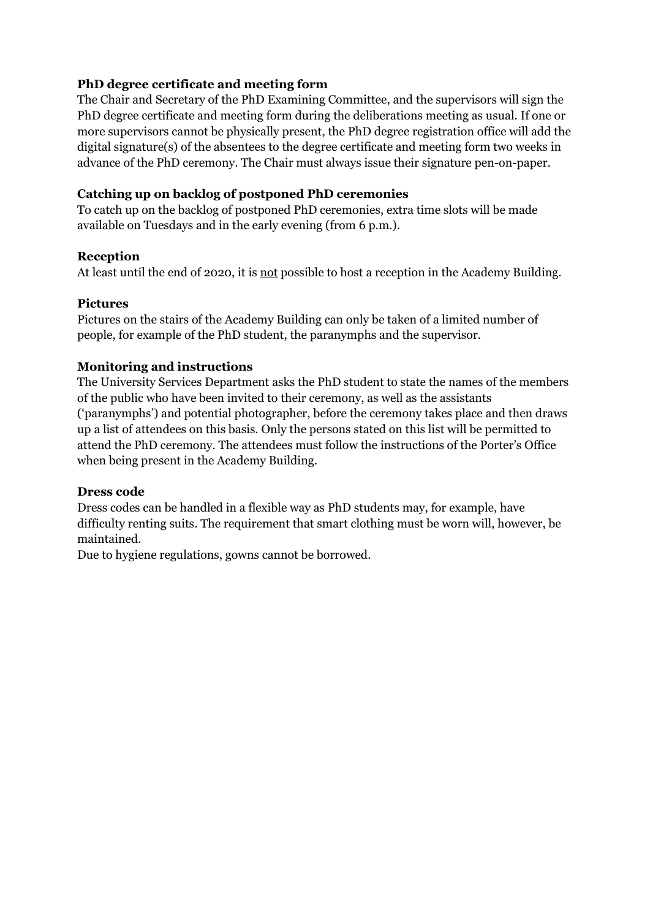**PhD degree certificate and meeting form**

The Chair and Secretary of the PhD Examining Committee, and the supervisors will sign the PhD degree certificate and meeting form during the deliberations meeting as usual. If one or more supervisors cannot be physically present, the PhD degree registration office will add the digital signature(s) of the absentees to the degree certificate and meeting form two weeks in advance of the PhD ceremony. The Chair must always issue their signature pen-on-paper.

**Catching up on backlog of postponed PhD ceremonies**

To catch up on the backlog of postponed PhD ceremonies, extra time slots will be made available on Tuesdays and in the early evening (from 6 p.m.).

**Reception**

At least until the end of 2020, it is <u>not</u> possible to host a reception in the Academy Building.

**Pictures**

Pictures on the stairs of the Academy Building can only be taken of a limited number of people, for example of the PhD student, the paranymphs and the supervisor.

**Monitoring and instructions**

The University Services Department asks the PhD student to state the names of the members of the public who have been invited to their ceremony, as well as the assistants ('paranymphs') and potential photographer, before the ceremony takes place and then draws up a list of attendees on this basis. Only the persons stated on this list will be permitted to attend the PhD ceremony. The attendees must follow the instructions of the Porter's Office when being present in the Academy Building.

**Dress code**

Dress codes can be handled in a flexible way as PhD students may, for example, have difficulty renting suits. The requirement that smart clothing must be worn will, however, be maintained.

Due to hygiene regulations, gowns cannot be borrowed.